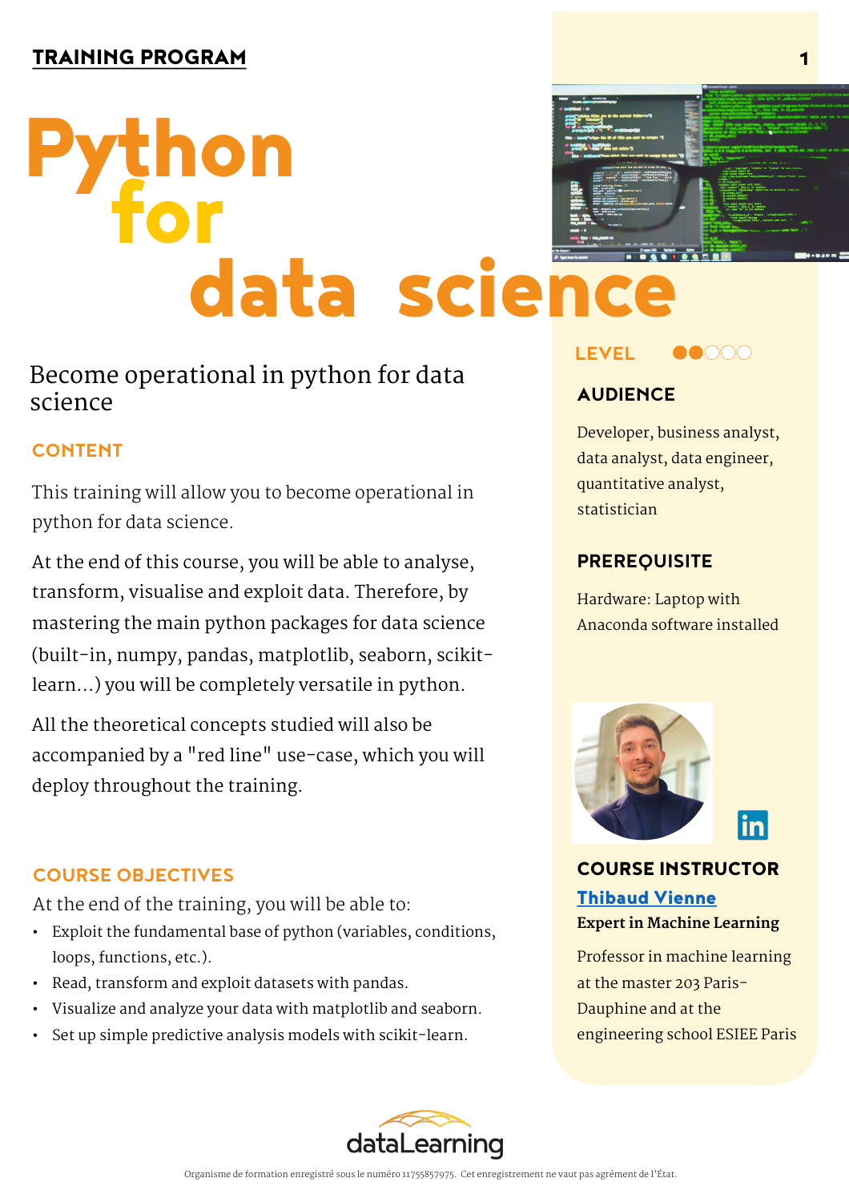TRAINING PROGRAM

# Python for data science

## Become operational in python for data science

### CONTENT

This training will allow you to become operational in python for data science.

At the end of this course, you will be able to analyse, transform, visualise and exploit data. Therefore, by mastering the main python packages for data science (built-in, numpy, pandas, matplotlib, seaborn, scikit-learn...) you will be completely versatile in python.

All the theoretical concepts studied will also be accompanied by a "red line" use-case, which you will deploy throughout the training.

### COURSE OBJECTIVES

At the end of the training, you will be able to:

- Exploit the fundamental base of python (variables, conditions, loops, functions, etc.).
- Read, transform and exploit datasets with pandas.
- Visualize and analyze your data with matplotlib and seaborn.
- Set up simple predictive analysis models with scikit-learn.

### LEVEL

●●○○○

### AUDIENCE

Developer, business analyst, data analyst, data engineer, quantitative analyst, statistician

### PREREQUISITE

Hardware: Laptop with Anaconda software installed

### COURSE INSTRUCTOR

**Thibaud Vienne**

**Expert in Machine Learning**

Professor in machine learning at the master 203 Paris-Dauphine and at the engineering school ESIEE Paris

dataLearning

Organisme de formation enregistré sous le numéro 11755857975. Cet enregistrement ne vaut pas agrément de l'État.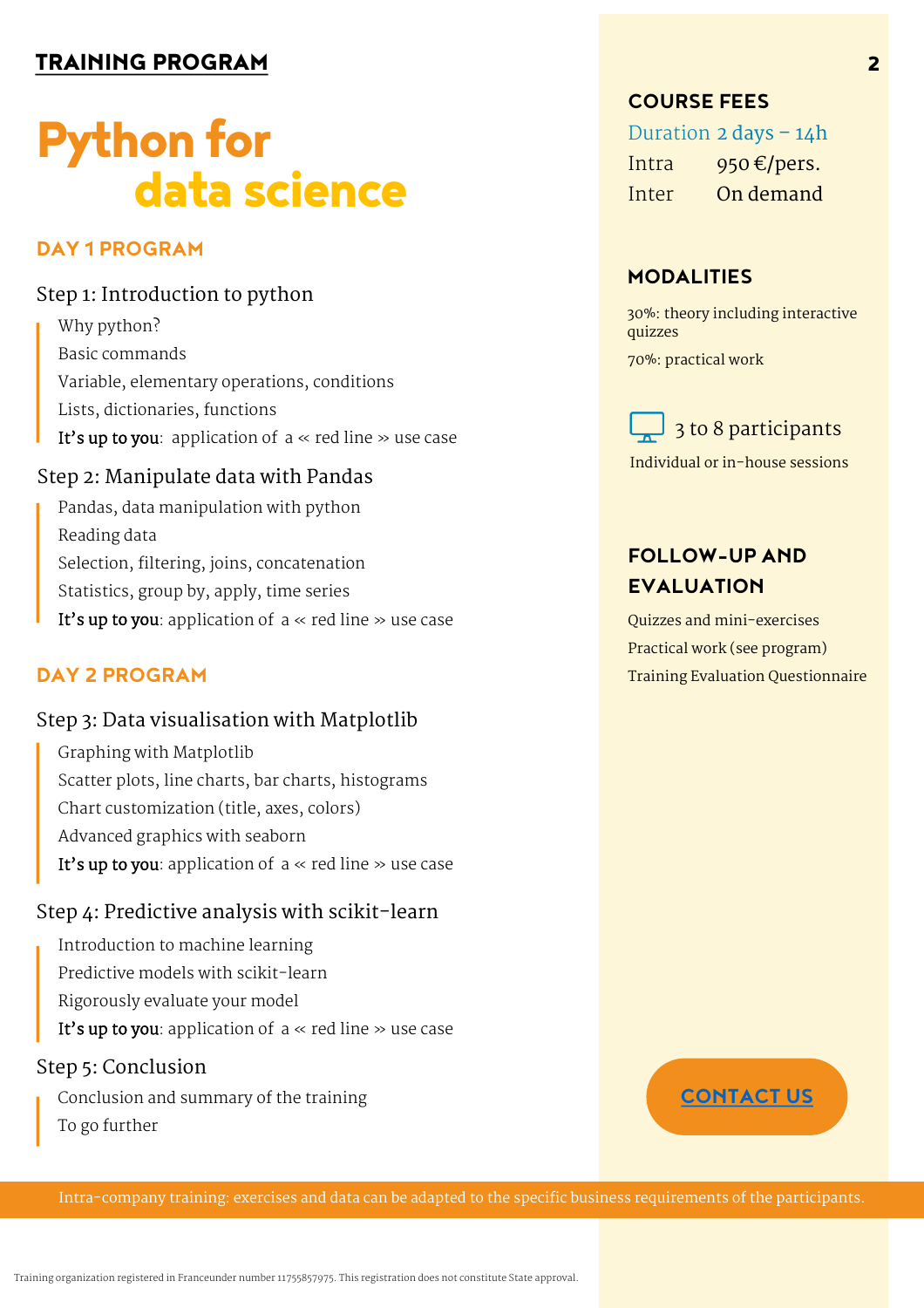**TRAINING PROGRAM**

# Python for data science

## DAY 1 PROGRAM

### Step 1: Introduction to python

- Why python?
- Basic commands
- Variable, elementary operations, conditions
- Lists, dictionaries, functions
- **It's up to you**: application of a « red line » use case

### Step 2: Manipulate data with Pandas

- Pandas, data manipulation with python
- Reading data
- Selection, filtering, joins, concatenation
- Statistics, group by, apply, time series
- **It's up to you**: application of a « red line » use case

## DAY 2 PROGRAM

### Step 3: Data visualisation with Matplotlib

- Graphing with Matplotlib
- Scatter plots, line charts, bar charts, histograms
- Chart customization (title, axes, colors)
- Advanced graphics with seaborn
- **It's up to you**: application of a « red line » use case

### Step 4: Predictive analysis with scikit-learn

- Introduction to machine learning
- Predictive models with scikit-learn
- Rigorously evaluate your model
- **It's up to you**: application of a « red line » use case

### Step 5: Conclusion

- Conclusion and summary of the training
- To go further

## COURSE FEES

Duration 2 days – 14h

| | |
|---|---|
| Intra | 950 €/pers. |
| Inter | On demand |

## MODALITIES

30%: theory including interactive quizzes

70%: practical work

3 to 8 participants

Individual or in-house sessions

## FOLLOW-UP AND EVALUATION

Quizzes and mini-exercises

Practical work (see program)

Training Evaluation Questionnaire

**CONTACT US**

Intra-company training: exercises and data can be adapted to the specific business requirements of the participants.

Training organization registered in Franceunder number 11755857975. This registration does not constitute State approval.